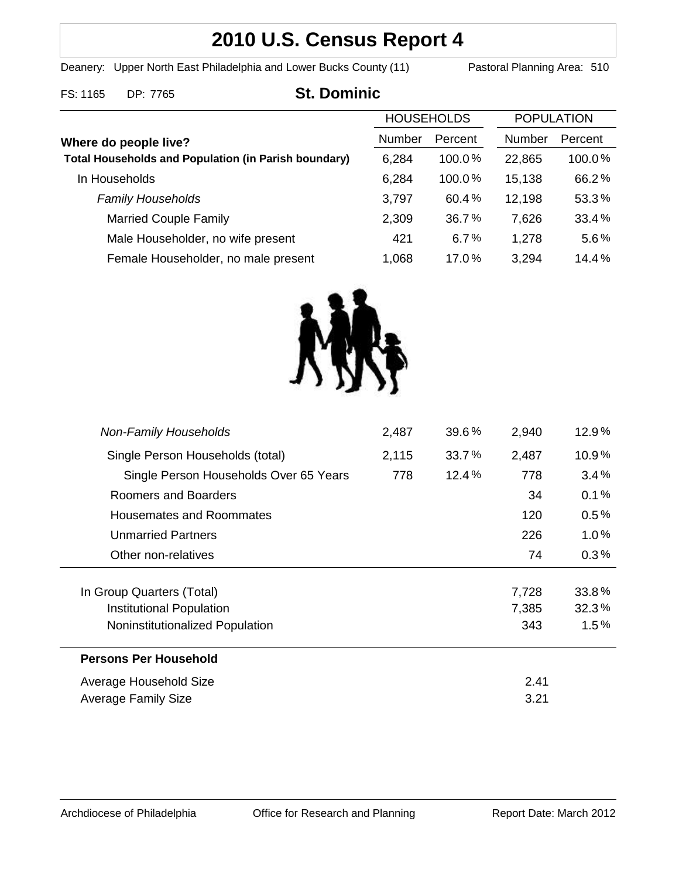# 2010 U.S. Census Report 4

Deanery: Upper North East Philadelphia and Lower Bucks County (11) Pastoral Planning Area: 510

FS: 1165 DP: 7765

## St. Dominic

| Where do people live? | HOUSEHOLDS Number | HOUSEHOLDS Percent | POPULATION Number | POPULATION Percent |
|---|---|---|---|---|
| **Total Households and Population (in Parish boundary)** | 6,284 | 100.0% | 22,865 | 100.0% |
| In Households | 6,284 | 100.0% | 15,138 | 66.2% |
| *Family Households* | 3,797 | 60.4% | 12,198 | 53.3% |
| Married Couple Family | 2,309 | 36.7% | 7,626 | 33.4% |
| Male Householder, no wife present | 421 | 6.7% | 1,278 | 5.6% |
| Female Householder, no male present | 1,068 | 17.0% | 3,294 | 14.4% |
| *Non-Family Households* | 2,487 | 39.6% | 2,940 | 12.9% |
| Single Person Households (total) | 2,115 | 33.7% | 2,487 | 10.9% |
| Single Person Households Over 65 Years | 778 | 12.4% | 778 | 3.4% |
| Roomers and Boarders | | | 34 | 0.1% |
| Housemates and Roommates | | | 120 | 0.5% |
| Unmarried Partners | | | 226 | 1.0% |
| Other non-relatives | | | 74 | 0.3% |
| In Group Quarters (Total) | | | 7,728 | 33.8% |
| Institutional Population | | | 7,385 | 32.3% |
| Noninstitutionalized Population | | | 343 | 1.5% |

**Persons Per Household**

| | |
|---|---|
| Average Household Size | 2.41 |
| Average Family Size | 3.21 |

Archdiocese of Philadelphia | Office for Research and Planning | Report Date: March 2012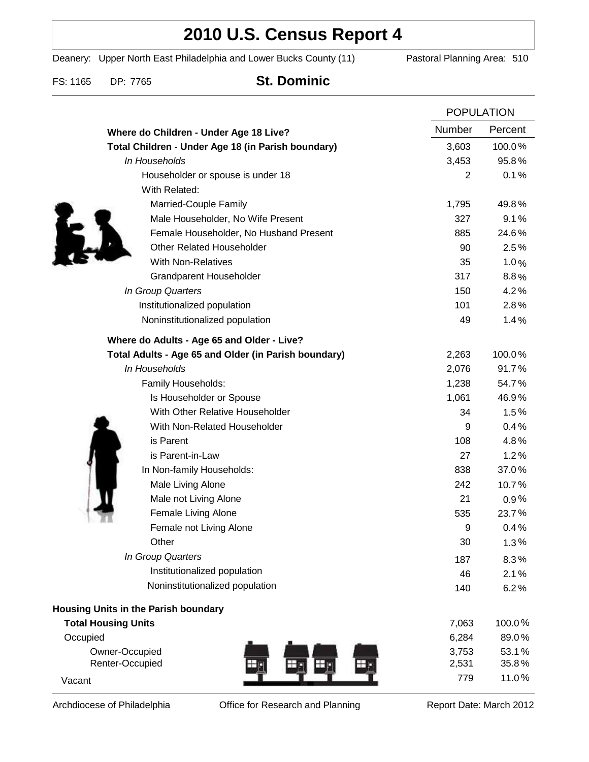# 2010 U.S. Census Report 4

Deanery: Upper North East Philadelphia and Lower Bucks County (11) Pastoral Planning Area: 510

FS: 1165 DP: 7765 **St. Dominic**

| | POPULATION | |
|---|---|---|
| | Number | Percent |
| **Where do Children - Under Age 18 Live?** | | |
| **Total Children - Under Age 18 (in Parish boundary)** | 3,603 | 100.0% |
| *In Households* | 3,453 | 95.8% |
| Householder or spouse is under 18 | 2 | 0.1% |
| With Related: | | |
| Married-Couple Family | 1,795 | 49.8% |
| Male Householder, No Wife Present | 327 | 9.1% |
| Female Householder, No Husband Present | 885 | 24.6% |
| Other Related Householder | 90 | 2.5% |
| With Non-Relatives | 35 | 1.0% |
| Grandparent Householder | 317 | 8.8% |
| *In Group Quarters* | 150 | 4.2% |
| Institutionalized population | 101 | 2.8% |
| Noninstitutionalized population | 49 | 1.4% |
| **Where do Adults - Age 65 and Older - Live?** | | |
| **Total Adults - Age 65 and Older (in Parish boundary)** | 2,263 | 100.0% |
| *In Households* | 2,076 | 91.7% |
| Family Households: | 1,238 | 54.7% |
| Is Householder or Spouse | 1,061 | 46.9% |
| With Other Relative Householder | 34 | 1.5% |
| With Non-Related Householder | 9 | 0.4% |
| is Parent | 108 | 4.8% |
| is Parent-in-Law | 27 | 1.2% |
| In Non-family Households: | 838 | 37.0% |
| Male Living Alone | 242 | 10.7% |
| Male not Living Alone | 21 | 0.9% |
| Female Living Alone | 535 | 23.7% |
| Female not Living Alone | 9 | 0.4% |
| Other | 30 | 1.3% |
| *In Group Quarters* | 187 | 8.3% |
| Institutionalized population | 46 | 2.1% |
| Noninstitutionalized population | 140 | 6.2% |
| **Housing Units in the Parish boundary** | | |
| **Total Housing Units** | 7,063 | 100.0% |
| Occupied | 6,284 | 89.0% |
| Owner-Occupied | 3,753 | 53.1% |
| Renter-Occupied | 2,531 | 35.8% |
| Vacant | 779 | 11.0% |

Archdiocese of Philadelphia Office for Research and Planning Report Date: March 2012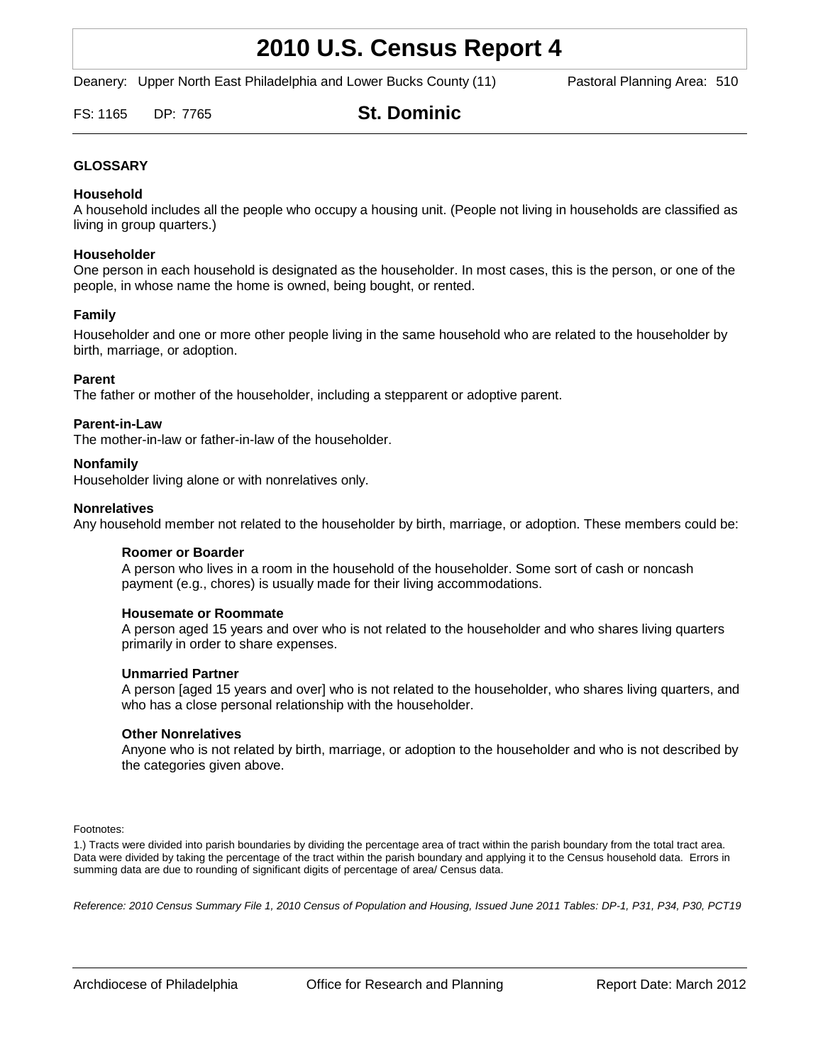# 2010 U.S. Census Report 4

Deanery: Upper North East Philadelphia and Lower Bucks County (11) Pastoral Planning Area: 510

FS: 1165 DP: 7765

## St. Dominic

### GLOSSARY

**Household**
A household includes all the people who occupy a housing unit. (People not living in households are classified as living in group quarters.)

**Householder**
One person in each household is designated as the householder. In most cases, this is the person, or one of the people, in whose name the home is owned, being bought, or rented.

**Family**
Householder and one or more other people living in the same household who are related to the householder by birth, marriage, or adoption.

**Parent**
The father or mother of the householder, including a stepparent or adoptive parent.

**Parent-in-Law**
The mother-in-law or father-in-law of the householder.

**Nonfamily**
Householder living alone or with nonrelatives only.

**Nonrelatives**
Any household member not related to the householder by birth, marriage, or adoption. These members could be:

> **Roomer or Boarder**
> A person who lives in a room in the household of the householder. Some sort of cash or noncash payment (e.g., chores) is usually made for their living accommodations.
>
> **Housemate or Roommate**
> A person aged 15 years and over who is not related to the householder and who shares living quarters primarily in order to share expenses.
>
> **Unmarried Partner**
> A person [aged 15 years and over] who is not related to the householder, who shares living quarters, and who has a close personal relationship with the householder.
>
> **Other Nonrelatives**
> Anyone who is not related by birth, marriage, or adoption to the householder and who is not described by the categories given above.

Footnotes:

1.) Tracts were divided into parish boundaries by dividing the percentage area of tract within the parish boundary from the total tract area. Data were divided by taking the percentage of the tract within the parish boundary and applying it to the Census household data. Errors in summing data are due to rounding of significant digits of percentage of area/ Census data.

*Reference: 2010 Census Summary File 1, 2010 Census of Population and Housing, Issued June 2011 Tables: DP-1, P31, P34, P30, PCT19*

Archdiocese of Philadelphia Office for Research and Planning Report Date: March 2012